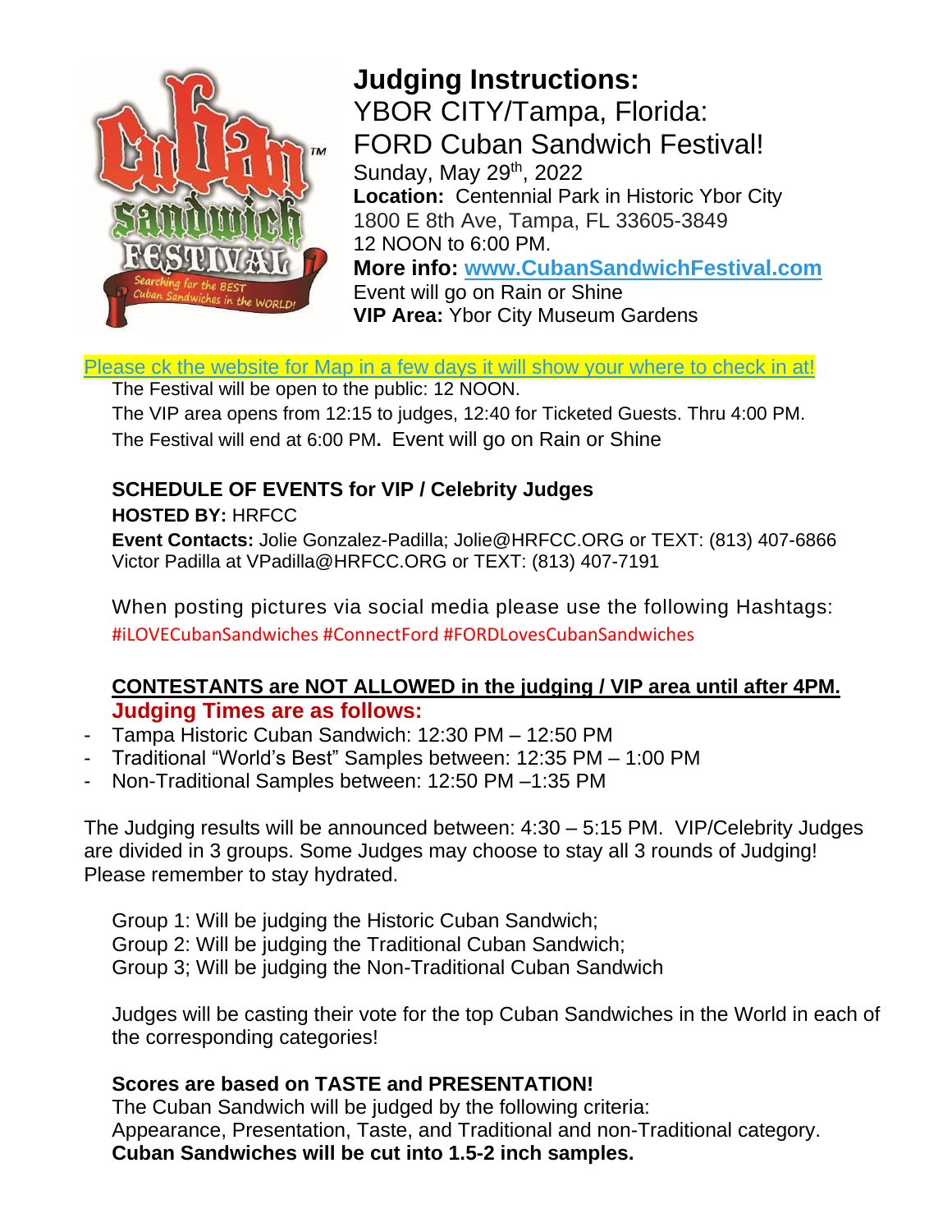# Judging Instructions:

YBOR CITY/Tampa, Florida:

FORD Cuban Sandwich Festival!

Sunday, May 29th, 2022

**Location:** Centennial Park in Historic Ybor City

1800 E 8th Ave, Tampa, FL 33605-3849

12 NOON to 6:00 PM.

**More info:** [www.CubanSandwichFestival.com](http://www.CubanSandwichFestival.com)

Event will go on Rain or Shine

**VIP Area:** Ybor City Museum Gardens

Please ck the website for Map in a few days it will show your where to check in at!

The Festival will be open to the public: 12 NOON.

The VIP area opens from 12:15 to judges, 12:40 for Ticketed Guests. Thru 4:00 PM.

The Festival will end at 6:00 PM**.** Event will go on Rain or Shine

### SCHEDULE OF EVENTS for VIP / Celebrity Judges

**HOSTED BY:** HRFCC

**Event Contacts:** Jolie Gonzalez-Padilla; Jolie@HRFCC.ORG or TEXT: (813) 407-6866
Victor Padilla at VPadilla@HRFCC.ORG or TEXT: (813) 407-7191

When posting pictures via social media please use the following Hashtags:
#iLOVECubanSandwiches #ConnectFord #FORDLovesCubanSandwiches

**CONTESTANTS are NOT ALLOWED in the judging / VIP area until after 4PM.**

**Judging Times are as follows:**

- Tampa Historic Cuban Sandwich: 12:30 PM – 12:50 PM
- Traditional "World's Best" Samples between: 12:35 PM – 1:00 PM
- Non-Traditional Samples between: 12:50 PM –1:35 PM

The Judging results will be announced between: 4:30 – 5:15 PM. VIP/Celebrity Judges are divided in 3 groups. Some Judges may choose to stay all 3 rounds of Judging! Please remember to stay hydrated.

Group 1: Will be judging the Historic Cuban Sandwich;
Group 2: Will be judging the Traditional Cuban Sandwich;
Group 3; Will be judging the Non-Traditional Cuban Sandwich

Judges will be casting their vote for the top Cuban Sandwiches in the World in each of the corresponding categories!

**Scores are based on TASTE and PRESENTATION!**

The Cuban Sandwich will be judged by the following criteria:
Appearance, Presentation, Taste, and Traditional and non-Traditional category.

**Cuban Sandwiches will be cut into 1.5-2 inch samples.**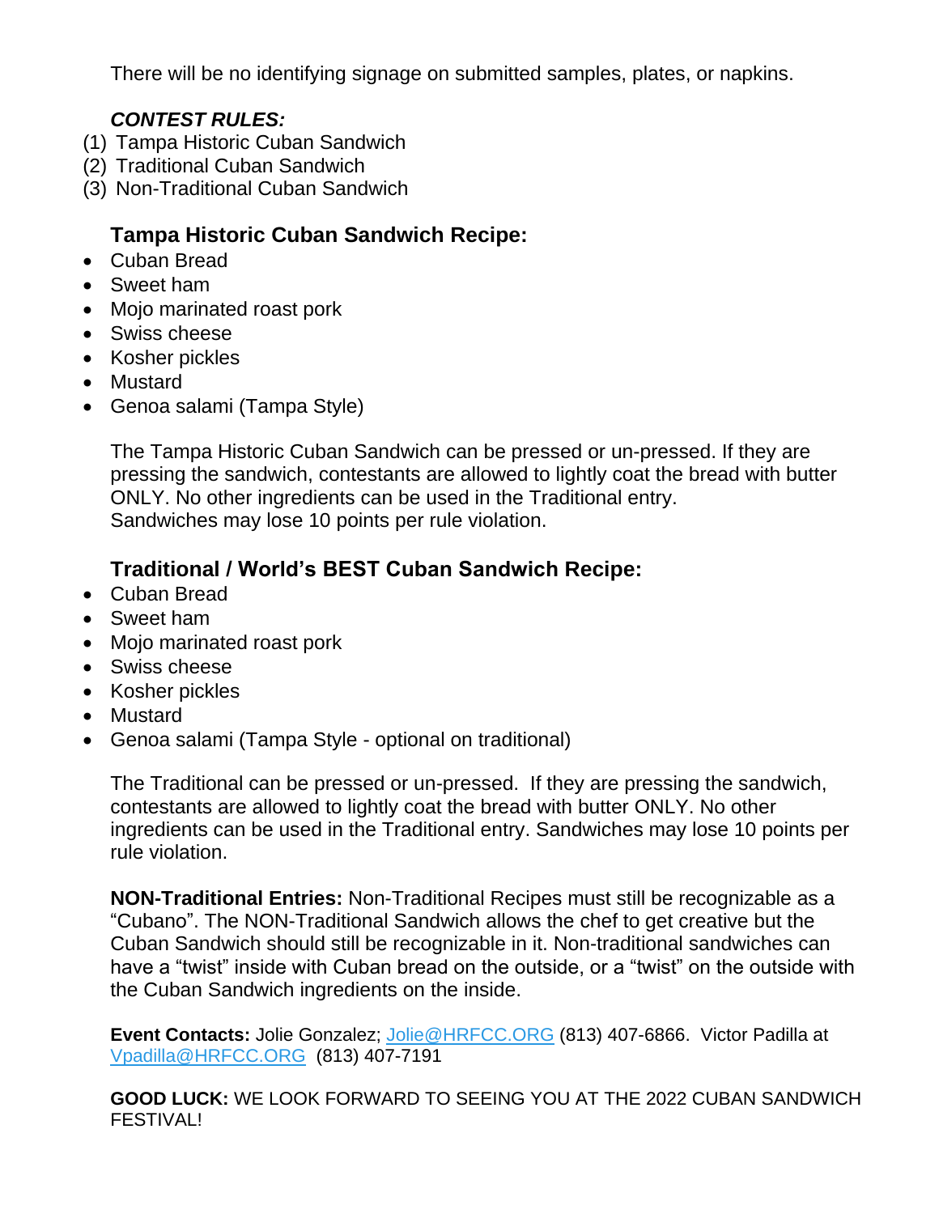There will be no identifying signage on submitted samples, plates, or napkins.

***CONTEST RULES:***

(1) Tampa Historic Cuban Sandwich
(2) Traditional Cuban Sandwich
(3) Non-Traditional Cuban Sandwich

### Tampa Historic Cuban Sandwich Recipe:

- Cuban Bread
- Sweet ham
- Mojo marinated roast pork
- Swiss cheese
- Kosher pickles
- Mustard
- Genoa salami (Tampa Style)

The Tampa Historic Cuban Sandwich can be pressed or un-pressed. If they are pressing the sandwich, contestants are allowed to lightly coat the bread with butter ONLY. No other ingredients can be used in the Traditional entry.
Sandwiches may lose 10 points per rule violation.

### Traditional / World's BEST Cuban Sandwich Recipe:

- Cuban Bread
- Sweet ham
- Mojo marinated roast pork
- Swiss cheese
- Kosher pickles
- Mustard
- Genoa salami (Tampa Style - optional on traditional)

The Traditional can be pressed or un-pressed. If they are pressing the sandwich, contestants are allowed to lightly coat the bread with butter ONLY. No other ingredients can be used in the Traditional entry. Sandwiches may lose 10 points per rule violation.

**NON-Traditional Entries:** Non-Traditional Recipes must still be recognizable as a "Cubano". The NON-Traditional Sandwich allows the chef to get creative but the Cuban Sandwich should still be recognizable in it. Non-traditional sandwiches can have a "twist" inside with Cuban bread on the outside, or a "twist" on the outside with the Cuban Sandwich ingredients on the inside.

**Event Contacts:** Jolie Gonzalez; Jolie@HRFCC.ORG (813) 407-6866. Victor Padilla at Vpadilla@HRFCC.ORG (813) 407-7191

**GOOD LUCK:** WE LOOK FORWARD TO SEEING YOU AT THE 2022 CUBAN SANDWICH FESTIVAL!